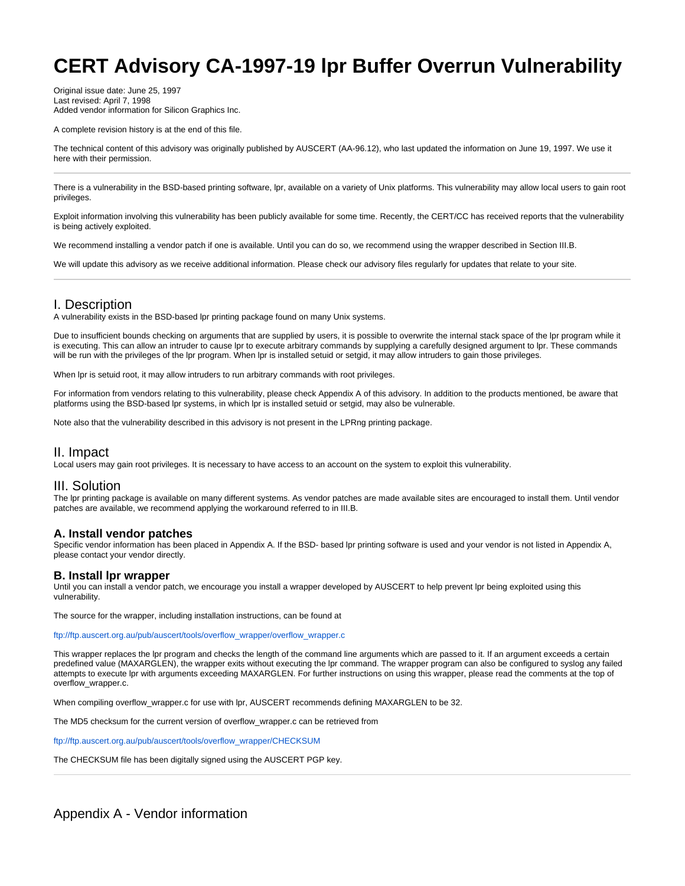# CERT Advisory CA-1997-19 lpr Buffer Overrun Vulnerability

Original issue date: June 25, 1997
Last revised: April 7, 1998
Added vendor information for Silicon Graphics Inc.

A complete revision history is at the end of this file.

The technical content of this advisory was originally published by AUSCERT (AA-96.12), who last updated the information on June 19, 1997. We use it here with their permission.

---

There is a vulnerability in the BSD-based printing software, lpr, available on a variety of Unix platforms. This vulnerability may allow local users to gain root privileges.

Exploit information involving this vulnerability has been publicly available for some time. Recently, the CERT/CC has received reports that the vulnerability is being actively exploited.

We recommend installing a vendor patch if one is available. Until you can do so, we recommend using the wrapper described in Section III.B.

We will update this advisory as we receive additional information. Please check our advisory files regularly for updates that relate to your site.

---

## I. Description

A vulnerability exists in the BSD-based lpr printing package found on many Unix systems.

Due to insufficient bounds checking on arguments that are supplied by users, it is possible to overwrite the internal stack space of the lpr program while it is executing. This can allow an intruder to cause lpr to execute arbitrary commands by supplying a carefully designed argument to lpr. These commands will be run with the privileges of the lpr program. When lpr is installed setuid or setgid, it may allow intruders to gain those privileges.

When lpr is setuid root, it may allow intruders to run arbitrary commands with root privileges.

For information from vendors relating to this vulnerability, please check Appendix A of this advisory. In addition to the products mentioned, be aware that platforms using the BSD-based lpr systems, in which lpr is installed setuid or setgid, may also be vulnerable.

Note also that the vulnerability described in this advisory is not present in the LPRng printing package.

## II. Impact

Local users may gain root privileges. It is necessary to have access to an account on the system to exploit this vulnerability.

## III. Solution

The lpr printing package is available on many different systems. As vendor patches are made available sites are encouraged to install them. Until vendor patches are available, we recommend applying the workaround referred to in III.B.

### A. Install vendor patches

Specific vendor information has been placed in Appendix A. If the BSD- based lpr printing software is used and your vendor is not listed in Appendix A, please contact your vendor directly.

### B. Install lpr wrapper

Until you can install a vendor patch, we encourage you install a wrapper developed by AUSCERT to help prevent lpr being exploited using this vulnerability.

The source for the wrapper, including installation instructions, can be found at

ftp://ftp.auscert.org.au/pub/auscert/tools/overflow_wrapper/overflow_wrapper.c

This wrapper replaces the lpr program and checks the length of the command line arguments which are passed to it. If an argument exceeds a certain predefined value (MAXARGLEN), the wrapper exits without executing the lpr command. The wrapper program can also be configured to syslog any failed attempts to execute lpr with arguments exceeding MAXARGLEN. For further instructions on using this wrapper, please read the comments at the top of overflow_wrapper.c.

When compiling overflow_wrapper.c for use with lpr, AUSCERT recommends defining MAXARGLEN to be 32.

The MD5 checksum for the current version of overflow_wrapper.c can be retrieved from

ftp://ftp.auscert.org.au/pub/auscert/tools/overflow_wrapper/CHECKSUM

The CHECKSUM file has been digitally signed using the AUSCERT PGP key.

---

## Appendix A - Vendor information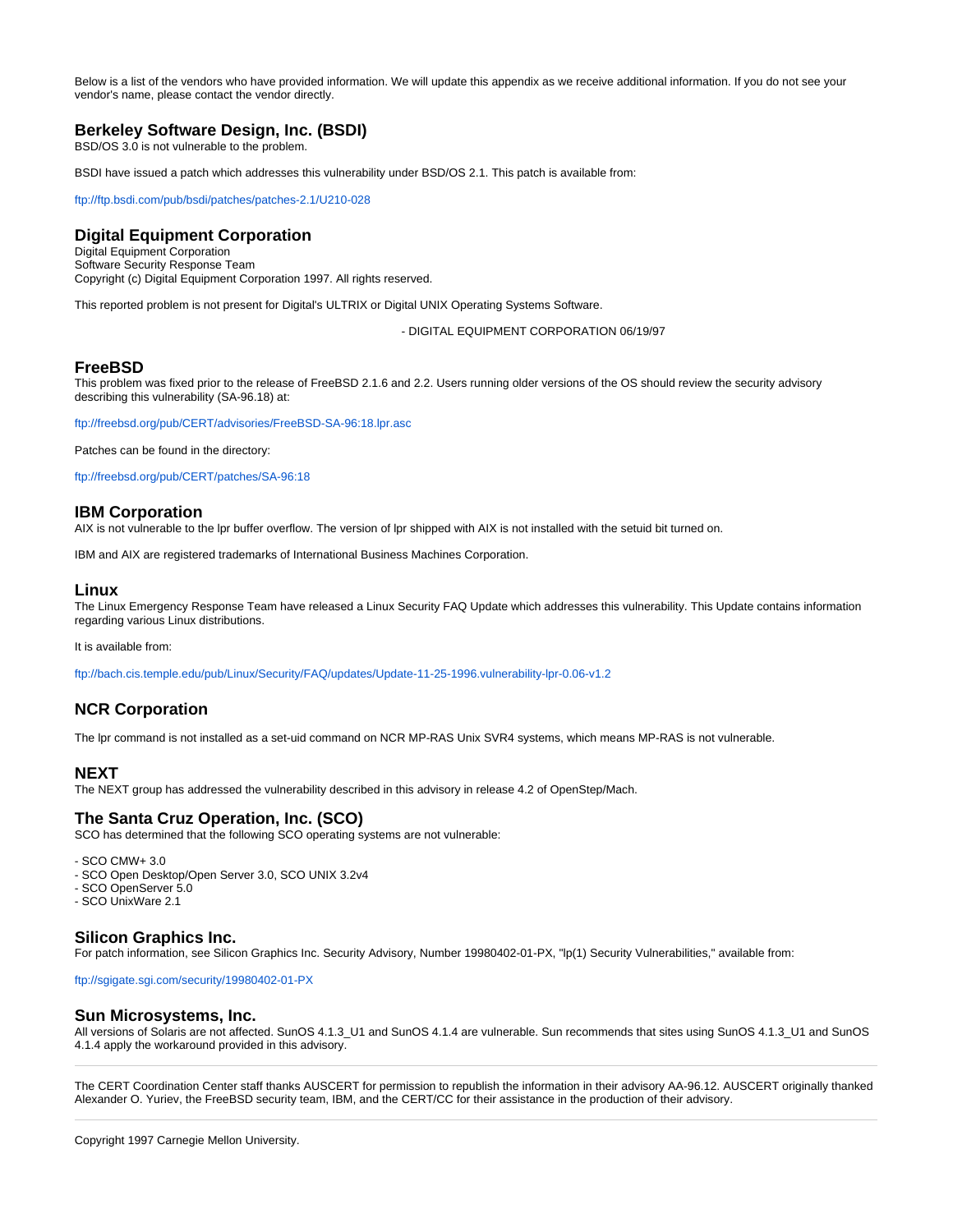Below is a list of the vendors who have provided information. We will update this appendix as we receive additional information. If you do not see your vendor's name, please contact the vendor directly.

### Berkeley Software Design, Inc. (BSDI)

BSD/OS 3.0 is not vulnerable to the problem.

BSDI have issued a patch which addresses this vulnerability under BSD/OS 2.1. This patch is available from:

ftp://ftp.bsdi.com/pub/bsdi/patches/patches-2.1/U210-028

### Digital Equipment Corporation

Digital Equipment Corporation
Software Security Response Team
Copyright (c) Digital Equipment Corporation 1997. All rights reserved.

This reported problem is not present for Digital's ULTRIX or Digital UNIX Operating Systems Software.

- DIGITAL EQUIPMENT CORPORATION 06/19/97

### FreeBSD

This problem was fixed prior to the release of FreeBSD 2.1.6 and 2.2. Users running older versions of the OS should review the security advisory describing this vulnerability (SA-96.18) at:

ftp://freebsd.org/pub/CERT/advisories/FreeBSD-SA-96:18.lpr.asc

Patches can be found in the directory:

ftp://freebsd.org/pub/CERT/patches/SA-96:18

### IBM Corporation

AIX is not vulnerable to the lpr buffer overflow. The version of lpr shipped with AIX is not installed with the setuid bit turned on.

IBM and AIX are registered trademarks of International Business Machines Corporation.

### Linux

The Linux Emergency Response Team have released a Linux Security FAQ Update which addresses this vulnerability. This Update contains information regarding various Linux distributions.

It is available from:

ftp://bach.cis.temple.edu/pub/Linux/Security/FAQ/updates/Update-11-25-1996.vulnerability-lpr-0.06-v1.2

### NCR Corporation

The lpr command is not installed as a set-uid command on NCR MP-RAS Unix SVR4 systems, which means MP-RAS is not vulnerable.

### NEXT

The NEXT group has addressed the vulnerability described in this advisory in release 4.2 of OpenStep/Mach.

### The Santa Cruz Operation, Inc. (SCO)

SCO has determined that the following SCO operating systems are not vulnerable:

- SCO CMW+ 3.0
- SCO Open Desktop/Open Server 3.0, SCO UNIX 3.2v4
- SCO OpenServer 5.0
- SCO UnixWare 2.1

### Silicon Graphics Inc.

For patch information, see Silicon Graphics Inc. Security Advisory, Number 19980402-01-PX, "lp(1) Security Vulnerabilities," available from:

ftp://sgigate.sgi.com/security/19980402-01-PX

### Sun Microsystems, Inc.

All versions of Solaris are not affected. SunOS 4.1.3_U1 and SunOS 4.1.4 are vulnerable. Sun recommends that sites using SunOS 4.1.3_U1 and SunOS 4.1.4 apply the workaround provided in this advisory.

---

The CERT Coordination Center staff thanks AUSCERT for permission to republish the information in their advisory AA-96.12. AUSCERT originally thanked Alexander O. Yuriev, the FreeBSD security team, IBM, and the CERT/CC for their assistance in the production of their advisory.

---

Copyright 1997 Carnegie Mellon University.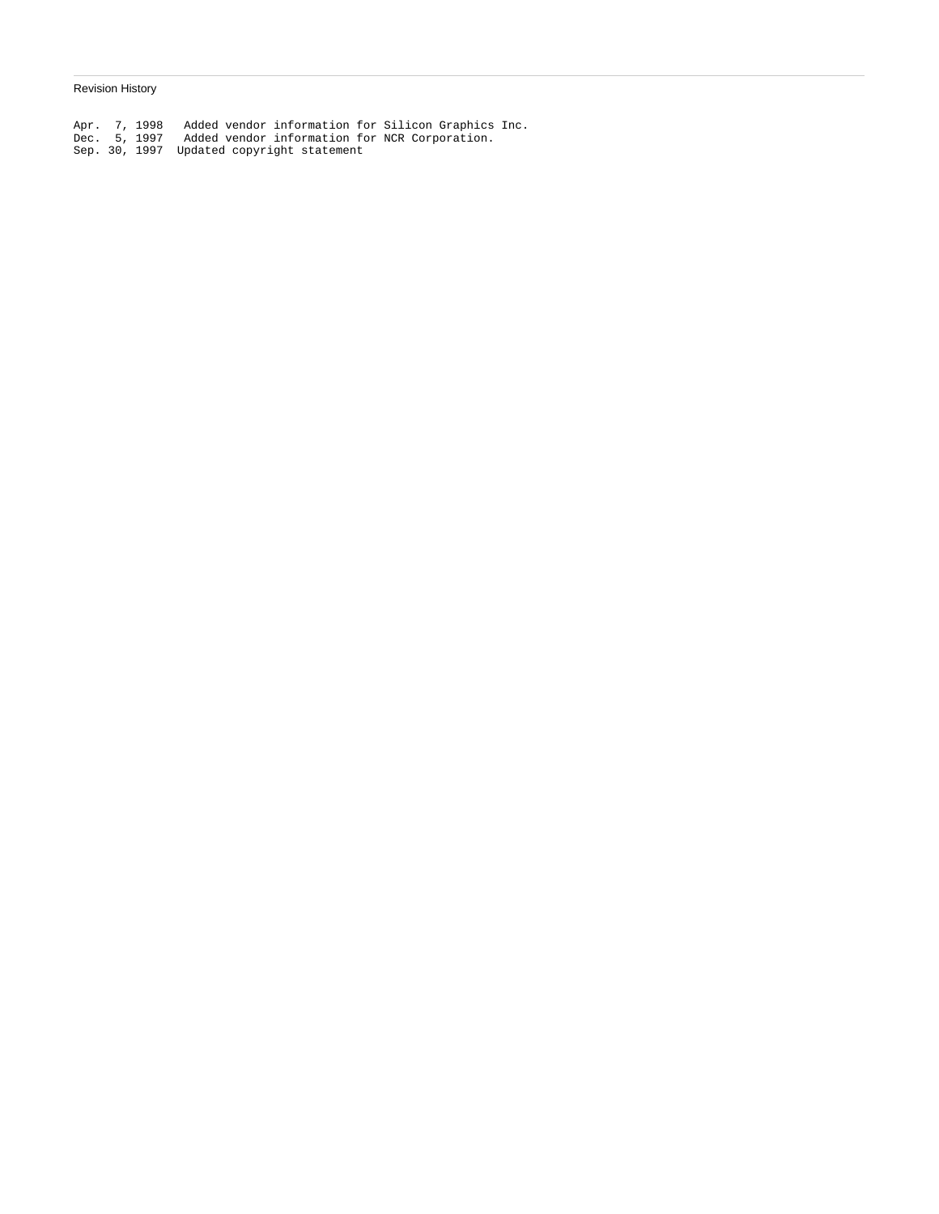Revision History

```
Apr.  7, 1998   Added vendor information for Silicon Graphics Inc.
Dec.  5, 1997   Added vendor information for NCR Corporation.
Sep. 30, 1997  Updated copyright statement
```